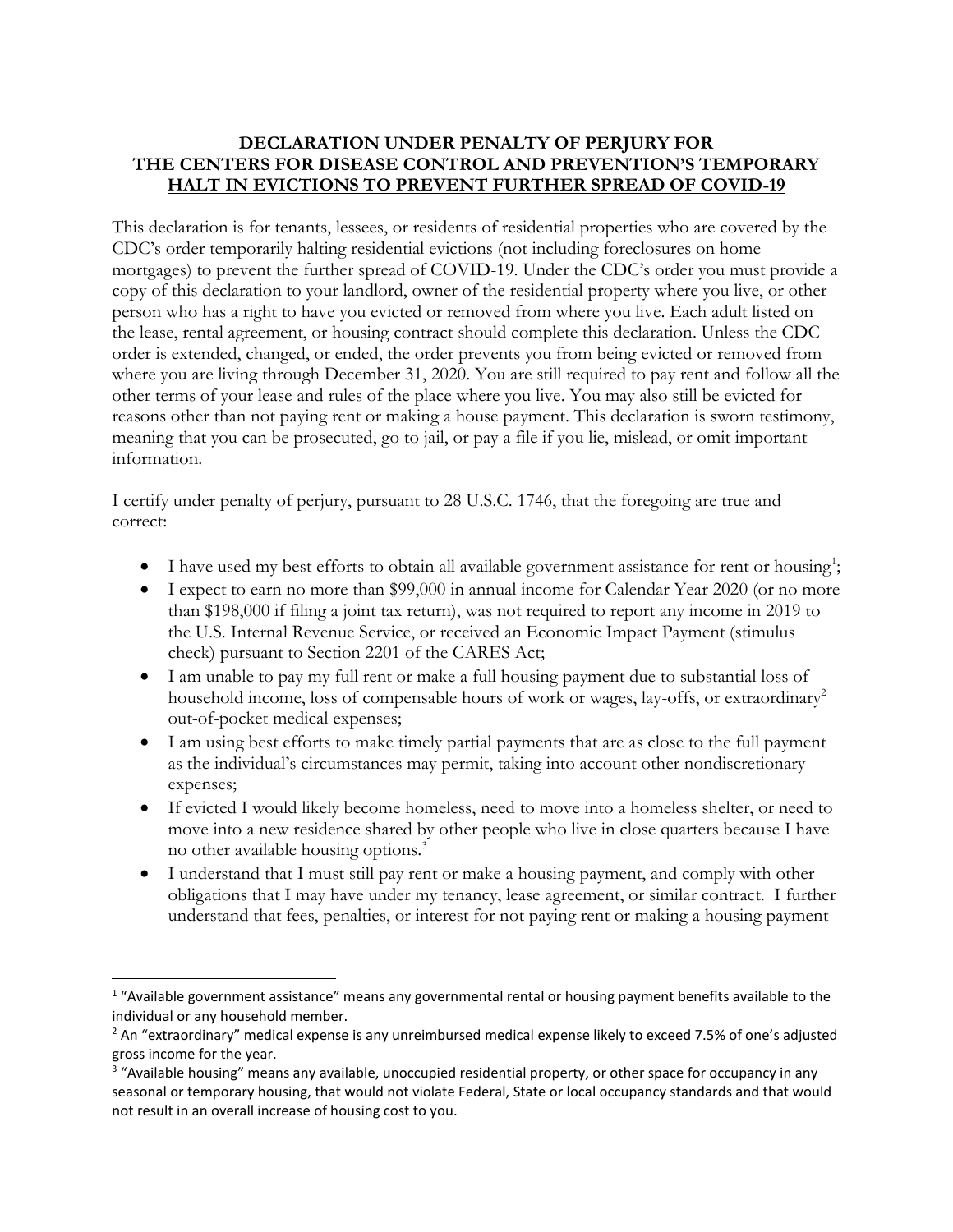**DECLARATION UNDER PENALTY OF PERJURY FOR THE CENTERS FOR DISEASE CONTROL AND PREVENTION'S TEMPORARY HALT IN EVICTIONS TO PREVENT FURTHER SPREAD OF COVID-19**

This declaration is for tenants, lessees, or residents of residential properties who are covered by the CDC's order temporarily halting residential evictions (not including foreclosures on home mortgages) to prevent the further spread of COVID-19. Under the CDC's order you must provide a copy of this declaration to your landlord, owner of the residential property where you live, or other person who has a right to have you evicted or removed from where you live. Each adult listed on the lease, rental agreement, or housing contract should complete this declaration. Unless the CDC order is extended, changed, or ended, the order prevents you from being evicted or removed from where you are living through December 31, 2020. You are still required to pay rent and follow all the other terms of your lease and rules of the place where you live. You may also still be evicted for reasons other than not paying rent or making a house payment. This declaration is sworn testimony, meaning that you can be prosecuted, go to jail, or pay a file if you lie, mislead, or omit important information.

I certify under penalty of perjury, pursuant to 28 U.S.C. 1746, that the foregoing are true and correct:

- I have used my best efforts to obtain all available government assistance for rent or housing[1];
- I expect to earn no more than $99,000 in annual income for Calendar Year 2020 (or no more than $198,000 if filing a joint tax return), was not required to report any income in 2019 to the U.S. Internal Revenue Service, or received an Economic Impact Payment (stimulus check) pursuant to Section 2201 of the CARES Act;
- I am unable to pay my full rent or make a full housing payment due to substantial loss of household income, loss of compensable hours of work or wages, lay-offs, or extraordinary[2] out-of-pocket medical expenses;
- I am using best efforts to make timely partial payments that are as close to the full payment as the individual's circumstances may permit, taking into account other nondiscretionary expenses;
- If evicted I would likely become homeless, need to move into a homeless shelter, or need to move into a new residence shared by other people who live in close quarters because I have no other available housing options.[3]
- I understand that I must still pay rent or make a housing payment, and comply with other obligations that I may have under my tenancy, lease agreement, or similar contract. I further understand that fees, penalties, or interest for not paying rent or making a housing payment

---

[1] "Available government assistance" means any governmental rental or housing payment benefits available to the individual or any household member.

[2] An "extraordinary" medical expense is any unreimbursed medical expense likely to exceed 7.5% of one's adjusted gross income for the year.

[3] "Available housing" means any available, unoccupied residential property, or other space for occupancy in any seasonal or temporary housing, that would not violate Federal, State or local occupancy standards and that would not result in an overall increase of housing cost to you.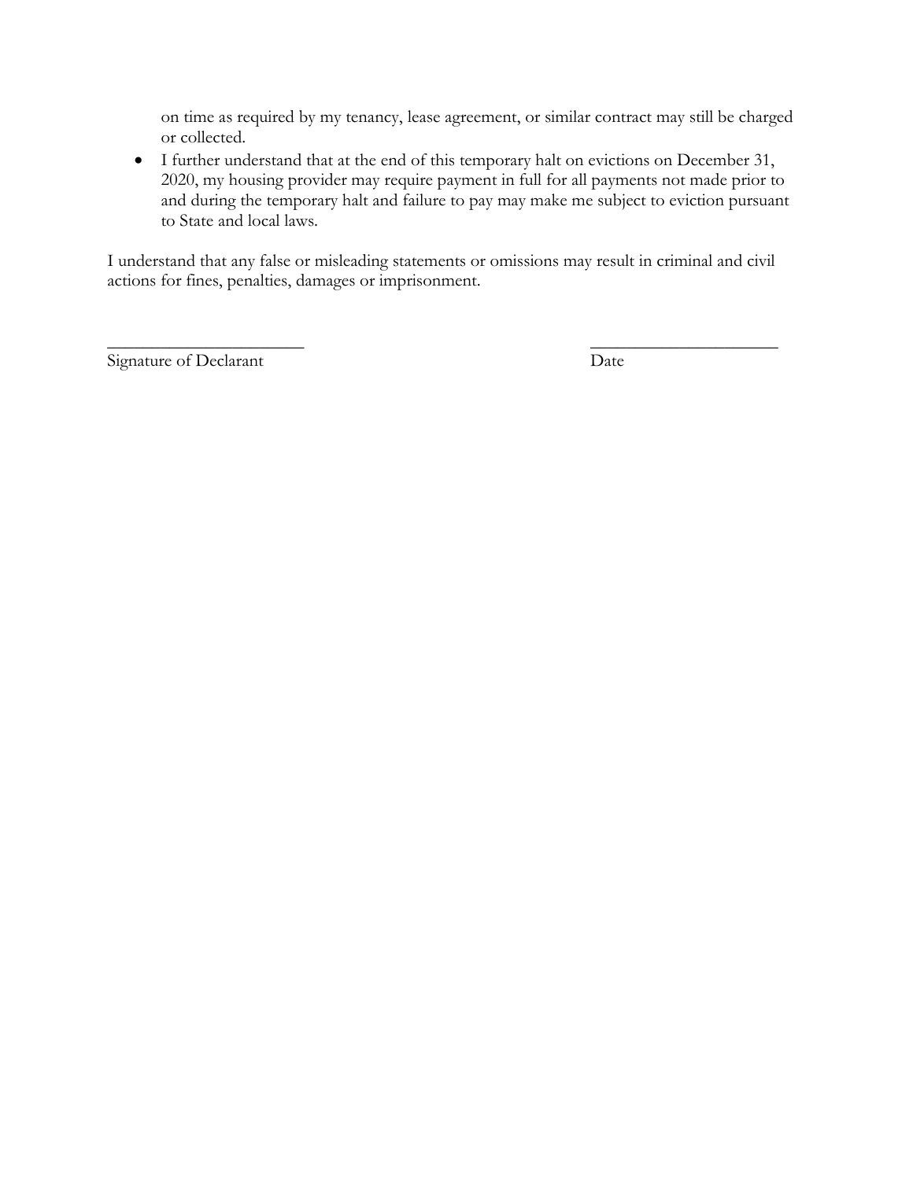on time as required by my tenancy, lease agreement, or similar contract may still be charged or collected.

- I further understand that at the end of this temporary halt on evictions on December 31, 2020, my housing provider may require payment in full for all payments not made prior to and during the temporary halt and failure to pay may make me subject to eviction pursuant to State and local laws.

I understand that any false or misleading statements or omissions may result in criminal and civil actions for fines, penalties, damages or imprisonment.

______________________ ______________________

Signature of Declarant Date